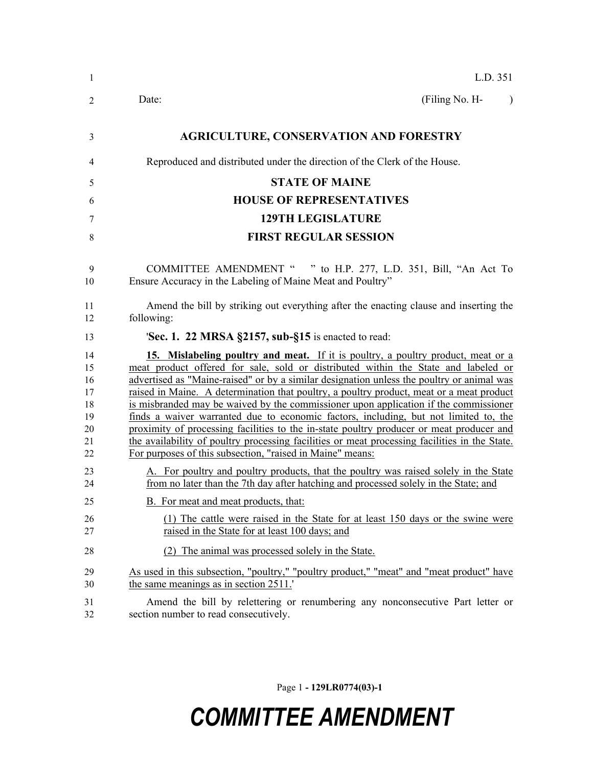L.D. 351

Date: (Filing No. H- )

# AGRICULTURE, CONSERVATION AND FORESTRY

Reproduced and distributed under the direction of the Clerk of the House.

## STATE OF MAINE
## HOUSE OF REPRESENTATIVES
## 129TH LEGISLATURE
## FIRST REGULAR SESSION

COMMITTEE AMENDMENT " " to H.P. 277, L.D. 351, Bill, "An Act To Ensure Accuracy in the Labeling of Maine Meat and Poultry"

Amend the bill by striking out everything after the enacting clause and inserting the following:

'**Sec. 1. 22 MRSA §2157, sub-§15** is enacted to read:

**15. Mislabeling poultry and meat.** If it is poultry, a poultry product, meat or a meat product offered for sale, sold or distributed within the State and labeled or advertised as "Maine-raised" or by a similar designation unless the poultry or animal was raised in Maine. A determination that poultry, a poultry product, meat or a meat product is misbranded may be waived by the commissioner upon application if the commissioner finds a waiver warranted due to economic factors, including, but not limited to, the proximity of processing facilities to the in-state poultry producer or meat producer and the availability of poultry processing facilities or meat processing facilities in the State. For purposes of this subsection, "raised in Maine" means:

A. For poultry and poultry products, that the poultry was raised solely in the State from no later than the 7th day after hatching and processed solely in the State; and

B. For meat and meat products, that:

(1) The cattle were raised in the State for at least 150 days or the swine were raised in the State for at least 100 days; and

(2) The animal was processed solely in the State.

As used in this subsection, "poultry," "poultry product," "meat" and "meat product" have the same meanings as in section 2511.'

Amend the bill by relettering or renumbering any nonconsecutive Part letter or section number to read consecutively.

**129LR0774(03)-1**

**COMMITTEE AMENDMENT**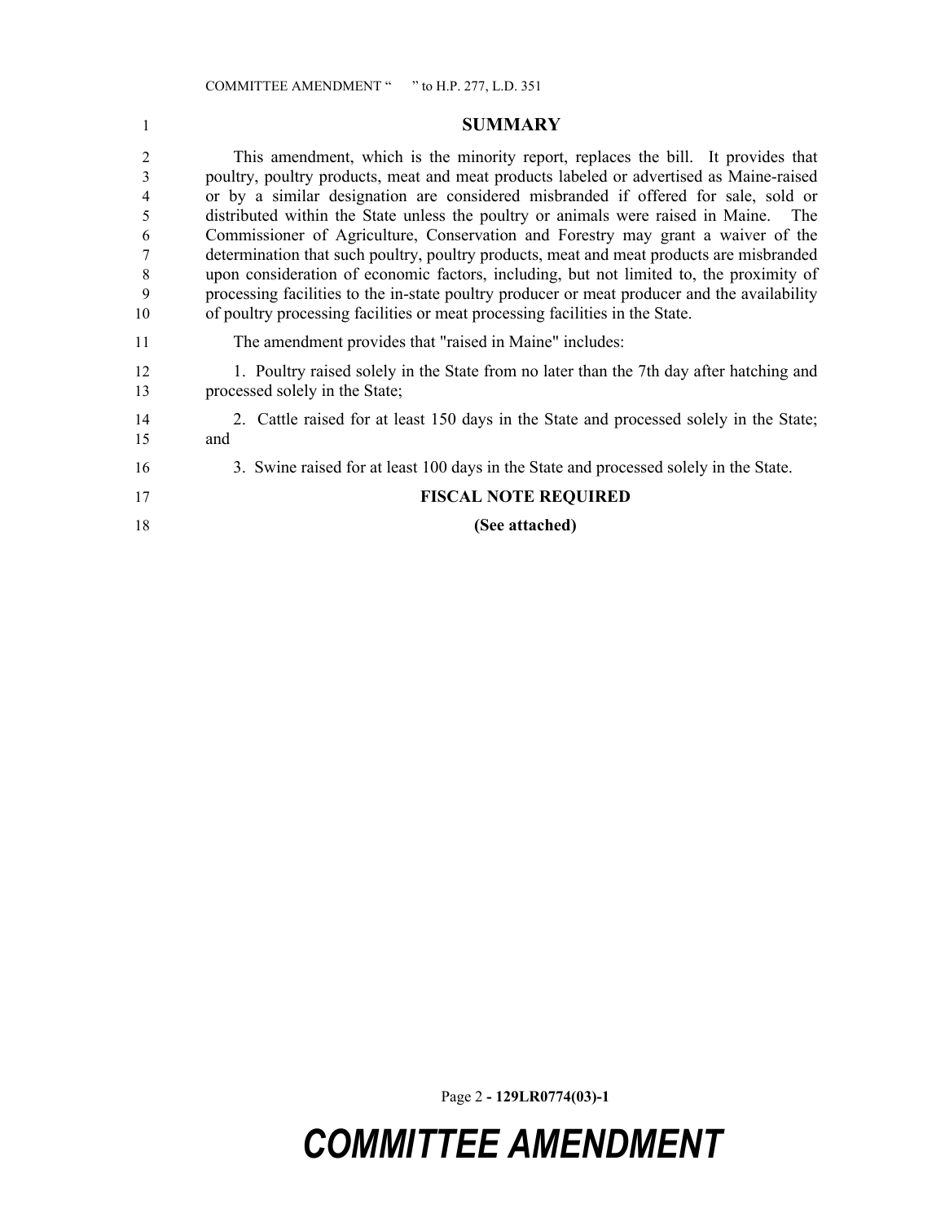## SUMMARY

This amendment, which is the minority report, replaces the bill. It provides that poultry, poultry products, meat and meat products labeled or advertised as Maine-raised or by a similar designation are considered misbranded if offered for sale, sold or distributed within the State unless the poultry or animals were raised in Maine. The Commissioner of Agriculture, Conservation and Forestry may grant a waiver of the determination that such poultry, poultry products, meat and meat products are misbranded upon consideration of economic factors, including, but not limited to, the proximity of processing facilities to the in-state poultry producer or meat producer and the availability of poultry processing facilities or meat processing facilities in the State.

The amendment provides that "raised in Maine" includes:

1. Poultry raised solely in the State from no later than the 7th day after hatching and processed solely in the State;

2. Cattle raised for at least 150 days in the State and processed solely in the State; and

3. Swine raised for at least 100 days in the State and processed solely in the State.

**FISCAL NOTE REQUIRED**

**(See attached)**